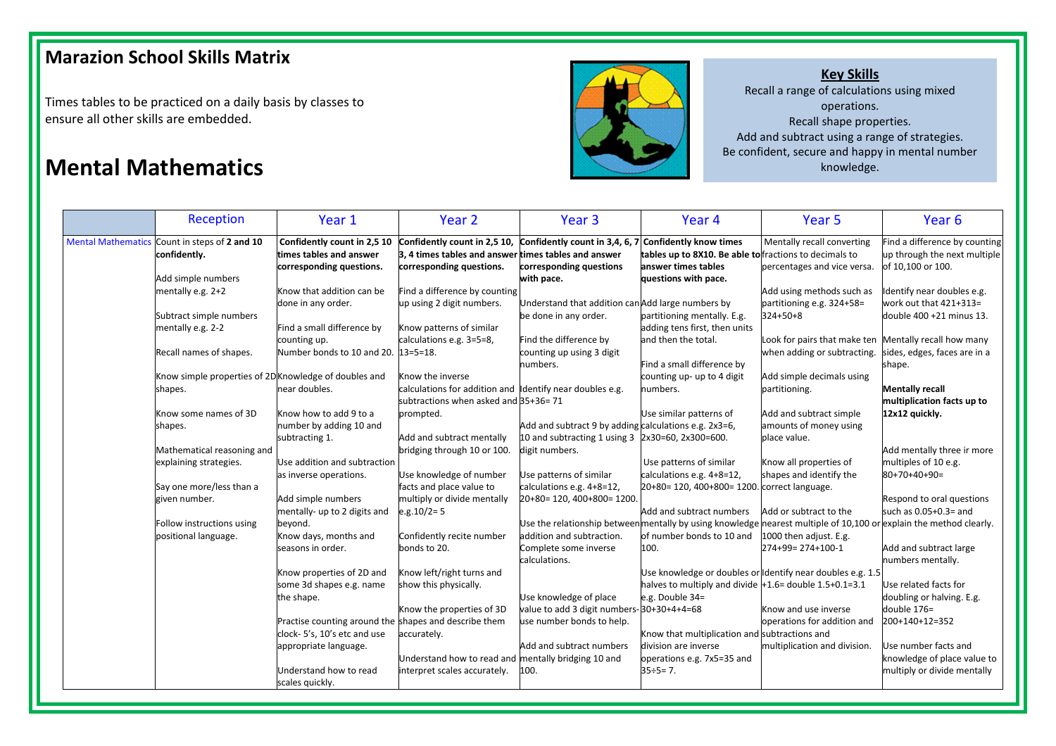## Marazion School Skills Matrix

Times tables to be practiced on a daily basis by classes to ensure all other skills are embedded.

# Mental Mathematics

### Key Skills

Recall a range of calculations using mixed operations.
Recall shape properties.
Add and subtract using a range of strategies.
Be confident, secure and happy in mental number knowledge.

| | Reception | Year 1 | Year 2 | Year 3 | Year 4 | Year 5 | Year 6 |
|---|---|---|---|---|---|---|---|
| Mental Mathematics | Count in steps of **2 and 10 confidently.**<br><br>Add simple numbers mentally e.g. 2+2<br><br>Subtract simple numbers mentally e.g. 2-2<br><br>Recall names of shapes.<br><br>Know simple properties of 2D shapes.<br><br>Know some names of 3D shapes.<br><br>Mathematical reasoning and explaining strategies.<br><br>Say one more/less than a given number.<br><br>Follow instructions using positional language. | **Confidently count in 2,5 10 times tables and answer corresponding questions.**<br><br>Know that addition can be done in any order.<br><br>Find a small difference by counting up.<br>Number bonds to 10 and 20.<br><br>Knowledge of doubles and near doubles.<br><br>Know how to add 9 to a number by adding 10 and subtracting 1.<br><br>Use addition and subtraction as inverse operations.<br><br>Add simple numbers mentally- up to 2 digits and beyond.<br>Know days, months and seasons in order.<br><br>Know properties of 2D and some 3d shapes e.g. name the shape.<br><br>Practise counting around the clock- 5's, 10's etc and use appropriate language.<br><br>Understand how to read scales quickly. | **Confidently count in 2,5 10, 3, 4 times tables and answer corresponding questions.**<br><br>Find a difference by counting up using 2 digit numbers.<br><br>Know patterns of similar calculations e.g. 3=5=8, 13=5=18.<br><br>Know the inverse calculations for addition and subtractions when asked and prompted.<br><br>Add and subtract mentally bridging through 10 or 100.<br><br>Use knowledge of number facts and place value to multiply or divide mentally e.g.10/2= 5<br><br>Confidently recite number bonds to 20.<br><br>Know left/right turns and show this physically.<br><br>Know the properties of 3D shapes and describe them accurately.<br><br>Understand how to read and interpret scales accurately. | **Confidently count in 3,4, 6, 7 times tables and answer corresponding questions with pace.**<br><br>Understand that addition can be done in any order.<br><br>Find the difference by counting up using 3 digit numbers.<br><br>Identify near doubles e.g. 35+36= 71<br><br>Add and subtract 9 by adding 10 and subtracting 1 using 3 digit numbers.<br><br>Use patterns of similar calculations e.g. 4+8=12, 20+80= 120, 400+800= 1200.<br><br>Use the relationship between addition and subtraction.<br>Complete some inverse calculations.<br><br>Use knowledge of place value to add 3 digit numbers- use number bonds to help.<br><br>Add and subtract numbers mentally bridging 10 and 100. | **Confidently know times tables up to 8X10. Be able to answer times tables questions with pace.**<br><br>Add large numbers by partitioning mentally. E.g. adding tens first, then units and then the total.<br><br>Find a small difference by counting up- up to 4 digit numbers.<br><br>Use similar patterns of calculations e.g. 2x3=6, 2x30=60, 2x300=600.<br><br>Use patterns of similar calculations e.g. 4+8=12, 20+80= 120, 400+800= 1200.<br><br>Add and subtract numbers mentally by using knowledge of number bonds to 10 and 100.<br><br>Use knowledge or doubles or halves to multiply and divide e.g. Double 34= 30+30+4+4=68<br><br>Know that multiplication and division are inverse operations e.g. 7x5=35 and 35÷5= 7. | Mentally recall converting fractions to decimals to percentages and vice versa.<br><br>Add using methods such as partitioning e.g. 324+58= 324+50+8<br><br>Look for pairs that make ten when adding or subtracting.<br><br>Add simple decimals using partitioning.<br><br>Add and subtract simple amounts of money using place value.<br><br>Know all properties of shapes and identify the correct language.<br><br>Add or subtract to the nearest multiple of 10,100 or 1000 then adjust. E.g. 274+99= 274+100-1<br><br>Identify near doubles e.g. 1.5 +1.6= double 1.5+0.1=3.1<br><br>Know and use inverse operations for addition and subtractions and multiplication and division. | Find a difference by counting up through the next multiple of 10,100 or 100.<br><br>Identify near doubles e.g. work out that 421+313= double 400 +21 minus 13.<br><br>Mentally recall how many sides, edges, faces are in a shape.<br><br>**Mentally recall multiplication facts up to 12x12 quickly.**<br><br>Add mentally three ir more multiples of 10 e.g. 80+70+40+90=<br><br>Respond to oral questions such as 0.05+0.3= and explain the method clearly.<br><br>Add and subtract large numbers mentally.<br><br>Use related facts for doubling or halving. E.g. double 176= 200+140+12=352<br><br>Use number facts and knowledge of place value to multiply or divide mentally |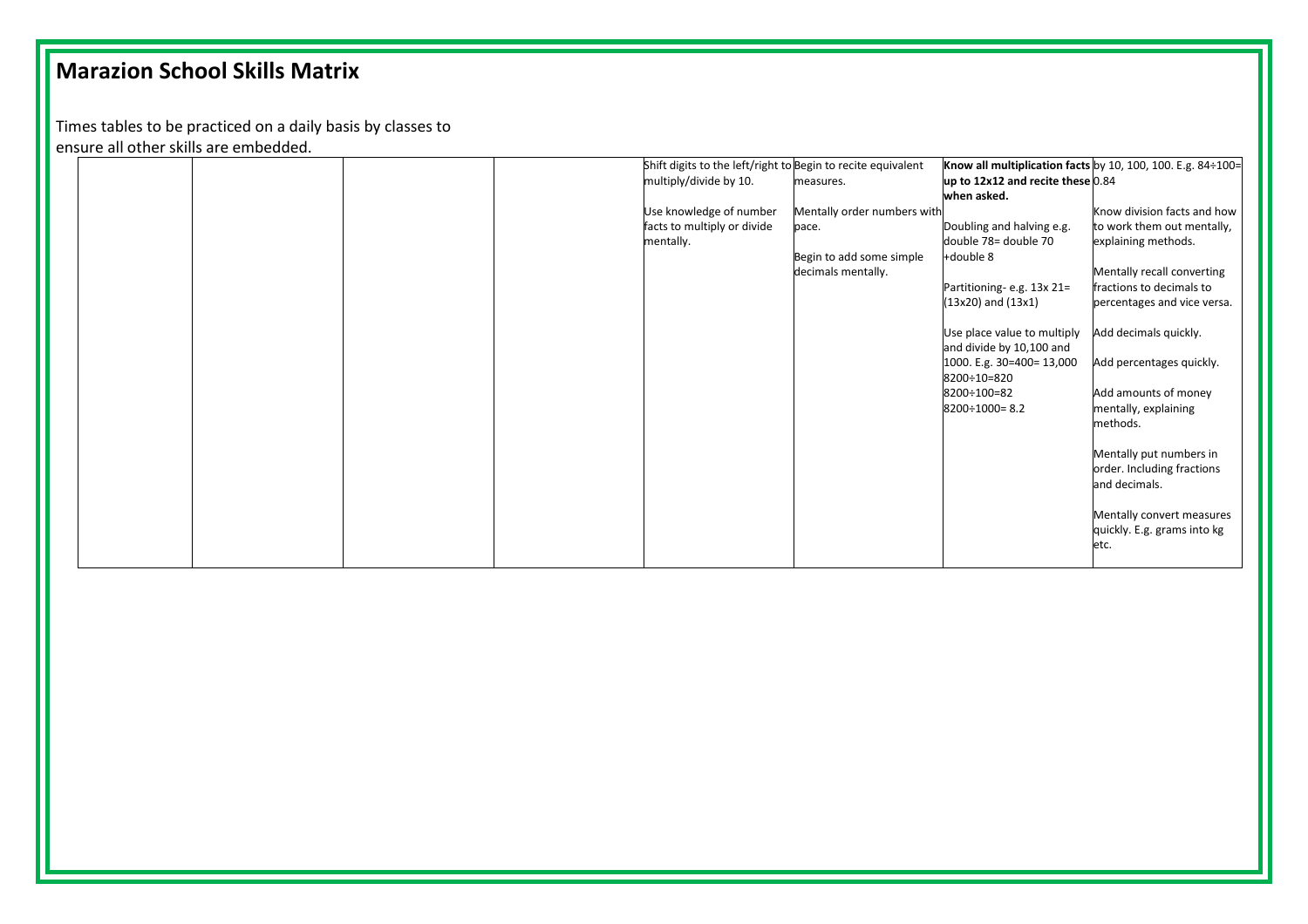# Marazion School Skills Matrix

Times tables to be practiced on a daily basis by classes to ensure all other skills are embedded.

| | | | | | | | |
|---|---|---|---|---|---|---|---|
| | | | | Shift digits to the left/right to multiply/divide by 10.<br><br>Use knowledge of number facts to multiply or divide mentally. | Begin to recite equivalent measures.<br><br>Mentally order numbers with pace.<br><br>Begin to add some simple decimals mentally. | **Know all multiplication facts up to 12x12 and recite these when asked.**<br><br>Doubling and halving e.g. double 78= double 70 +double 8<br><br>Partitioning- e.g. 13x 21= (13x20) and (13x1)<br><br>Use place value to multiply and divide by 10,100 and 1000. E.g. 30=400= 13,000 8200÷10=820 8200÷100=82 8200÷1000= 8.2 | by 10, 100, 100. E.g. 84÷100= 0.84<br><br>Know division facts and how to work them out mentally, explaining methods.<br><br>Mentally recall converting fractions to decimals to percentages and vice versa.<br><br>Add decimals quickly.<br><br>Add percentages quickly.<br><br>Add amounts of money mentally, explaining methods.<br><br>Mentally put numbers in order. Including fractions and decimals.<br><br>Mentally convert measures quickly. E.g. grams into kg etc. |